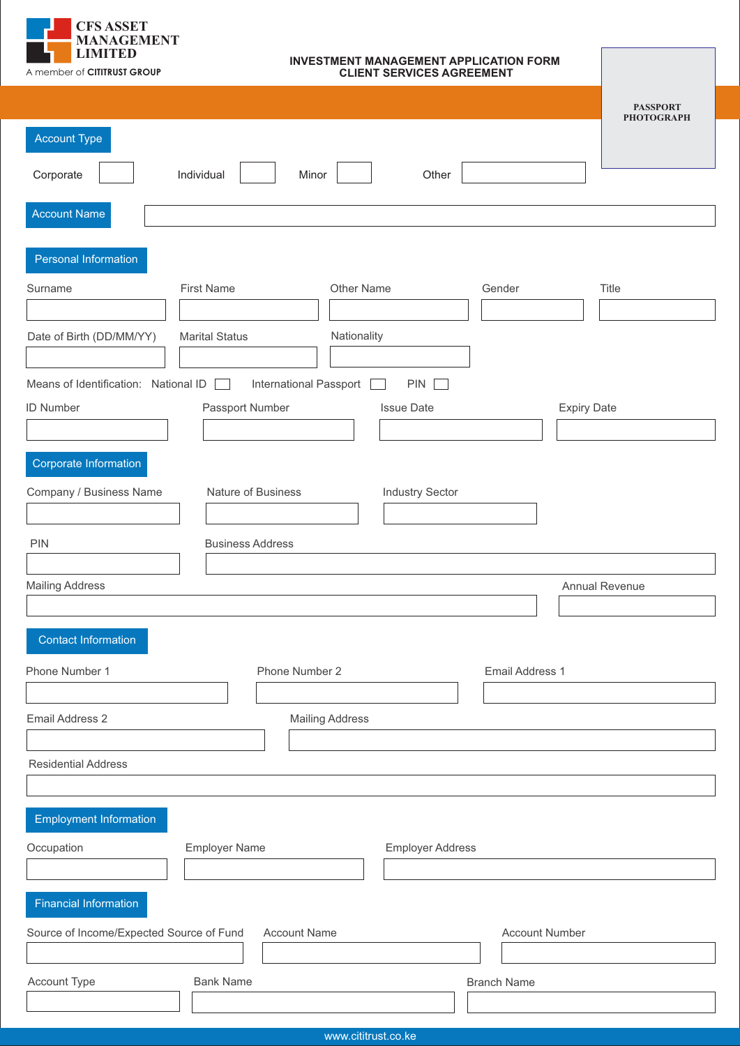CFS ASSET MANAGEMENT LIMITED

A member of CITITRUST GROUP

# INVESTMENT MANAGEMENT APPLICATION FORM
# CLIENT SERVICES AGREEMENT

PASSPORT PHOTOGRAPH

## Account Type

Corporate ☐ Individual ☐ Minor ☐ Other ____________

## Account Name

____________

## Personal Information

| Surname | First Name | Other Name | Gender | Title |
|---|---|---|---|---|
| | | | | |

| Date of Birth (DD/MM/YY) | Marital Status | Nationality |
|---|---|---|
| | | |

Means of Identification: National ID ☐ International Passport ☐ PIN ☐

| ID Number | Passport Number | Issue Date | Expiry Date |
|---|---|---|---|
| | | | |

## Corporate Information

| Company / Business Name | Nature of Business | Industry Sector |
|---|---|---|
| | | |

| PIN | Business Address |
|---|---|
| | |

| Mailing Address | Annual Revenue |
|---|---|
| | |

## Contact Information

| Phone Number 1 | Phone Number 2 | Email Address 1 |
|---|---|---|
| | | |

| Email Address 2 | Mailing Address |
|---|---|
| | |

Residential Address

____________

## Employment Information

| Occupation | Employer Name | Employer Address |
|---|---|---|
| | | |

## Financial Information

| Source of Income/Expected Source of Fund | Account Name | Account Number |
|---|---|---|
| | | |

| Account Type | Bank Name | Branch Name |
|---|---|---|
| | | |

www.cititrust.co.ke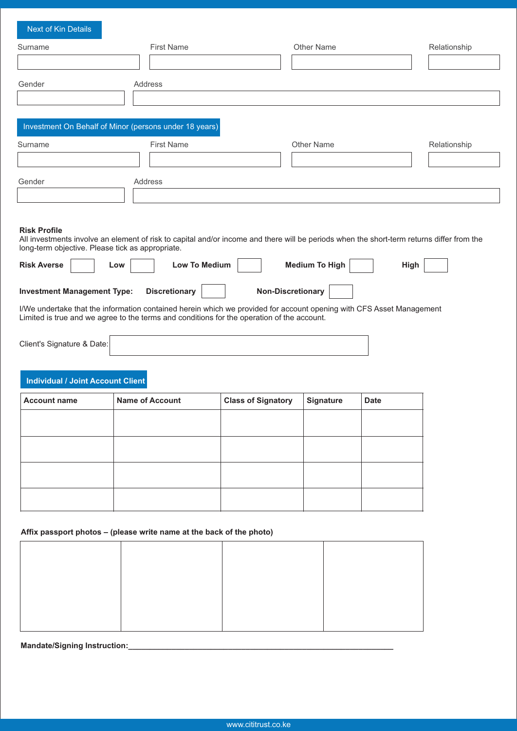## Next of Kin Details

| Surname | First Name | Other Name | Relationship |
|---|---|---|---|
| | | | |

| Gender | Address |
|---|---|
| | |

## Investment On Behalf of Minor (persons under 18 years)

| Surname | First Name | Other Name | Relationship |
|---|---|---|---|
| | | | |

| Gender | Address |
|---|---|
| | |

**Risk Profile**

All investments involve an element of risk to capital and/or income and there will be periods when the short-term returns differ from the long-term objective. Please tick as appropriate.

**Risk Averse** ☐ **Low** ☐ **Low To Medium** ☐ **Medium To High** ☐ **High** ☐

**Investment Management Type:** **Discretionary** ☐ **Non-Discretionary** ☐

I/We undertake that the information contained herein which we provided for account opening with CFS Asset Management Limited is true and we agree to the terms and conditions for the operation of the account.

Client's Signature & Date: ______________________________

## Individual / Joint Account Client

| Account name | Name of Account | Class of Signatory | Signature | Date |
|---|---|---|---|---|
| | | | | |
| | | | | |
| | | | | |
| | | | | |

**Affix passport photos – (please write name at the back of the photo)**

| | | | |
|---|---|---|---|
| | | | |

**Mandate/Signing Instruction:**______________________________________________________________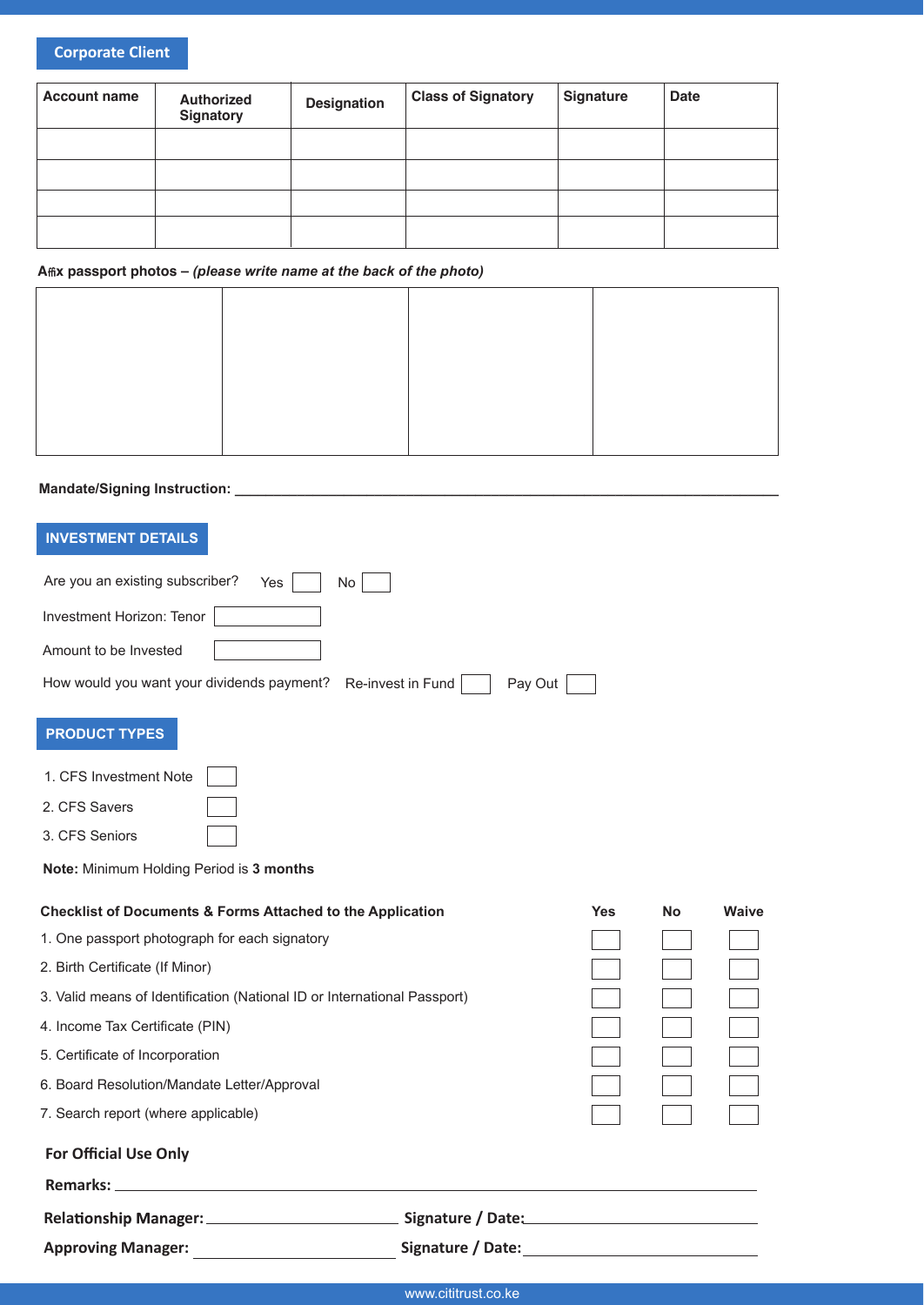## Corporate Client

| Account name | Authorized Signatory | Designation | Class of Signatory | Signature | Date |
|---|---|---|---|---|---|
| | | | | | |
| | | | | | |
| | | | | | |
| | | | | | |

**Affix passport photos –** ***(please write name at the back of the photo)***

| | | | |
|---|---|---|---|
| | | | |

**Mandate/Signing Instruction:** ______________________________________________

## INVESTMENT DETAILS

Are you an existing subscriber? Yes ☐ No ☐

Investment Horizon: Tenor ☐

Amount to be Invested ☐

How would you want your dividends payment? Re-invest in Fund ☐ Pay Out ☐

## PRODUCT TYPES

1. CFS Investment Note ☐
2. CFS Savers ☐
3. CFS Seniors ☐

**Note:** Minimum Holding Period is **3 months**

| **Checklist of Documents & Forms Attached to the Application** | **Yes** | **No** | **Waive** |
|---|---|---|---|
| 1. One passport photograph for each signatory | ☐ | ☐ | ☐ |
| 2. Birth Certificate (If Minor) | ☐ | ☐ | ☐ |
| 3. Valid means of Identification (National ID or International Passport) | ☐ | ☐ | ☐ |
| 4. Income Tax Certificate (PIN) | ☐ | ☐ | ☐ |
| 5. Certificate of Incorporation | ☐ | ☐ | ☐ |
| 6. Board Resolution/Mandate Letter/Approval | ☐ | ☐ | ☐ |
| 7. Search report (where applicable) | ☐ | ☐ | ☐ |

**For Official Use Only**

**Remarks:** ______________________________________________

**Relationship Manager:** ____________________ **Signature / Date:** ____________________

**Approving Manager:** ____________________ **Signature / Date:** ____________________

www.cititrust.co.ke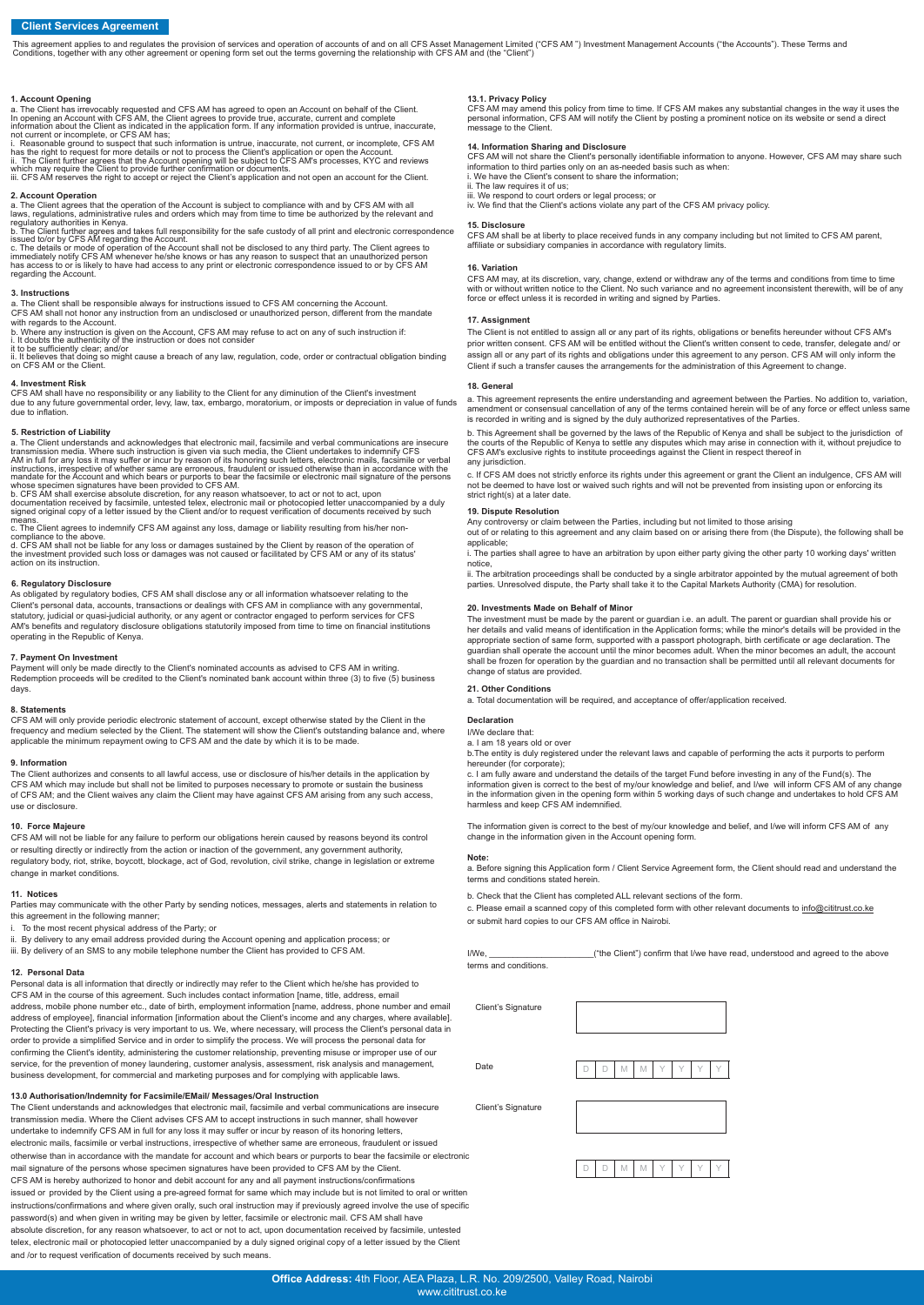## Client Services Agreement

This agreement applies to and regulates the provision of services and operation of accounts of and on all CFS Asset Management Limited ("CFS AM ") Investment Management Accounts ("the Accounts"). These Terms and Conditions, together with any other agreement or opening form set out the terms governing the relationship with CFS AM and (the "Client")

### 1. Account Opening

a. The Client has irrevocably requested and CFS AM has agreed to open an Account on behalf of the Client. In opening an Account with CFS AM, the Client agrees to provide true, accurate, current and complete information about the Client as indicated in the application form. If any information provided is untrue, inaccurate, not current or incomplete, or CFS AM has;

i. Reasonable ground to suspect that such information is untrue, inaccurate, not current, or incomplete, CFS AM has the right to request for more details or not to process the Client's application or open the Account.

ii. The Client further agrees that the Account opening will be subject to CFS AM's processes, KYC and reviews which may require the Client to provide further confirmation or documents.

iii. CFS AM reserves the right to accept or reject the Client's application and not open an account for the Client.

### 2. Account Operation

a. The Client agrees that the operation of the Account is subject to compliance with and by CFS AM with all laws, regulations, administrative rules and orders which may from time to time be authorized by the relevant and regulatory authorities in Kenya.

b. The Client further agrees and takes full responsibility for the safe custody of all print and electronic correspondence issued to/or by CFS AM regarding the Account.

c. The details or mode of operation of the Account shall not be disclosed to any third party. The Client agrees to immediately notify CFS AM whenever he/she knows or has any reason to suspect that an unauthorized person has access to or is likely to have had access to any print or electronic correspondence issued to or by CFS AM regarding the Account.

### 3. Instructions

a. The Client shall be responsible always for instructions issued to CFS AM concerning the Account. CFS AM shall not honor any instruction from an undisclosed or unauthorized person, different from the mandate with regards to the Account.

b. Where any instruction is given on the Account, CFS AM may refuse to act on any of such instruction if:

i. It doubts the authenticity of the instruction or does not consider it to be sufficiently clear; and/or

ii. It believes that doing so might cause a breach of any law, regulation, code, order or contractual obligation binding on CFS AM or the Client.

### 4. Investment Risk

CFS AM shall have no responsibility or any liability to the Client for any diminution of the Client's investment due to any future governmental order, levy, law, tax, embargo, moratorium, or imposts or depreciation in value of funds due to inflation.

### 5. Restriction of Liability

a. The Client understands and acknowledges that electronic mail, facsimile and verbal communications are insecure transmission media. Where such instruction is given via such media, the Client undertakes to indemnify CFS AM in full for any loss it may suffer or incur by reason of its honoring such letters, electronic mails, facsimile or verbal instructions, irrespective of whether same are erroneous, fraudulent or issued otherwise than in accordance with the mandate for the Account and which bears or purports to bear the facsimile or electronic mail signature of the persons whose specimen signatures have been provided to CFS AM.

b. CFS AM shall exercise absolute discretion, for any reason whatsoever, to act or not to act, upon documentation received by facsimile, untested telex, electronic mail or photocopied letter unaccompanied by a duly signed original copy of a letter issued by the Client and/or to request verification of documents received by such means.

c. The Client agrees to indemnify CFS AM against any loss, damage or liability resulting from his/her non-compliance to the above.

d. CFS AM shall not be liable for any loss or damages sustained by the Client by reason of the operation of the investment provided such loss or damages was not caused or facilitated by CFS AM or any of its status' action on its instruction.

### 6. Regulatory Disclosure

As obligated by regulatory bodies, CFS AM shall disclose any or all information whatsoever relating to the Client's personal data, accounts, transactions or dealings with CFS AM in compliance with any governmental, statutory, judicial or quasi-judicial authority, or any agent or contractor engaged to perform services for CFS AM's benefits and regulatory disclosure obligations statutorily imposed from time to time on financial institutions operating in the Republic of Kenya.

### 7. Payment On Investment

Payment will only be made directly to the Client's nominated accounts as advised to CFS AM in writing. Redemption proceeds will be credited to the Client's nominated bank account within three (3) to five (5) business days.

### 8. Statements

CFS AM will only provide periodic electronic statement of account, except otherwise stated by the Client in the frequency and medium selected by the Client. The statement will show the Client's outstanding balance and, where applicable the minimum repayment owing to CFS AM and the date by which it is to be made.

### 9. Information

The Client authorizes and consents to all lawful access, use or disclosure of his/her details in the application by CFS AM which may include but shall not be limited to purposes necessary to promote or sustain the business of CFS AM; and the Client waives any claim the Client may have against CFS AM arising from any such access, use or disclosure.

### 10. Force Majeure

CFS AM will not be liable for any failure to perform our obligations herein caused by reasons beyond its control or resulting directly or indirectly from the action or inaction of the government, any government authority, regulatory body, riot, strike, boycott, blockage, act of God, revolution, civil strike, change in legislation or extreme change in market conditions.

### 11. Notices

Parties may communicate with the other Party by sending notices, messages, alerts and statements in relation to this agreement in the following manner;

i. To the most recent physical address of the Party; or

ii. By delivery to any email address provided during the Account opening and application process; or

iii. By delivery of an SMS to any mobile telephone number the Client has provided to CFS AM.

### 12. Personal Data

Personal data is all information that directly or indirectly may refer to the Client which he/she has provided to CFS AM in the course of this agreement. Such includes contact information [name, title, address, email address, mobile phone number etc., date of birth, employment information [name, address, phone number and email address of employee], financial information [information about the Client's income and any charges, where available]. Protecting the Client's privacy is very important to us. We, where necessary, will process the Client's personal data in order to provide a simplified Service and in order to simplify the process. We will process the personal data for confirming the Client's identity, administering the customer relationship, preventing misuse or improper use of our service, for the prevention of money laundering, customer analysis, assessment, risk analysis and management, business development, for commercial and marketing purposes and for complying with applicable laws.

### 13.0 Authorisation/Indemnity for Facsimile/EMail/ Messages/Oral Instruction

The Client understands and acknowledges that electronic mail, facsimile and verbal communications are insecure transmission media. Where the Client advises CFS AM to accept instructions in such manner, shall however undertake to indemnify CFS AM in full for any loss it may suffer or incur by reason of its honoring letters, electronic mails, facsimile or verbal instructions, irrespective of whether same are erroneous, fraudulent or issued otherwise than in accordance with the mandate for account and which bears or purports to bear the facsimile or electronic mail signature of the persons whose specimen signatures have been provided to CFS AM by the Client.

CFS AM is hereby authorized to honor and debit account for any and all payment instructions/confirmations issued or provided by the Client using a pre-agreed format for same which may include but is not limited to oral or written instructions/confirmations and where given orally, such oral instruction may if previously agreed involve the use of specific password(s) and when given in writing may be given by letter, facsimile or electronic mail. CFS AM shall have absolute discretion, for any reason whatsoever, to act or not to act, upon documentation received by facsimile, untested telex, electronic mail or photocopied letter unaccompanied by a duly signed original copy of a letter issued by the Client and /or to request verification of documents received by such means.

### 13.1. Privacy Policy

CFS AM may amend this policy from time to time. If CFS AM makes any substantial changes in the way it uses the personal information, CFS AM will notify the Client by posting a prominent notice on its website or send a direct message to the Client.

### 14. Information Sharing and Disclosure

CFS AM will not share the Client's personally identifiable information to anyone. However, CFS AM may share such information to third parties only on an as-needed basis such as when:

i. We have the Client's consent to share the information;

ii. The law requires it of us;

iii. We respond to court orders or legal process; or

iv. We find that the Client's actions violate any part of the CFS AM privacy policy.

### 15. Disclosure

CFS AM shall be at liberty to place received funds in any company including but not limited to CFS AM parent, affiliate or subsidiary companies in accordance with regulatory limits.

### 16. Variation

CFS AM may, at its discretion, vary, change, extend or withdraw any of the terms and conditions from time to time with or without written notice to the Client. No such variance and no agreement inconsistent therewith, will be of any force or effect unless it is recorded in writing and signed by Parties.

### 17. Assignment

The Client is not entitled to assign all or any part of its rights, obligations or benefits hereunder without CFS AM's prior written consent. CFS AM will be entitled without the Client's written consent to cede, transfer, delegate and/ or assign all or any part of its rights and obligations under this agreement to any person. CFS AM will only inform the Client if such a transfer causes the arrangements for the administration of this Agreement to change.

### 18. General

a. This agreement represents the entire understanding and agreement between the Parties. No addition to, variation, amendment or consensual cancellation of any of the terms contained herein will be of any force or effect unless same is recorded in writing and is signed by the duly authorized representatives of the Parties.

b. This Agreement shall be governed by the laws of the Republic of Kenya and shall be subject to the jurisdiction of the courts of the Republic of Kenya to settle any disputes which may arise in connection with it, without prejudice to CFS AM's exclusive rights to institute proceedings against the Client in respect thereof in any jurisdiction.

c. If CFS AM does not strictly enforce its rights under this agreement or grant the Client an indulgence, CFS AM will not be deemed to have lost or waived such rights and will not be prevented from insisting upon or enforcing its strict right(s) at a later date.

### 19. Dispute Resolution

Any controversy or claim between the Parties, including but not limited to those arising out of or relating to this agreement and any claim based on or arising there from (the Dispute), the following shall be applicable;

i. The parties shall agree to have an arbitration by upon either party giving the other party 10 working days' written notice,

ii. The arbitration proceedings shall be conducted by a single arbitrator appointed by the mutual agreement of both parties. Unresolved dispute, the Party shall take it to the Capital Markets Authority (CMA) for resolution.

### 20. Investments Made on Behalf of Minor

The investment must be made by the parent or guardian i.e. an adult. The parent or guardian shall provide his or her details and valid means of identification in the Application forms; while the minor's details will be provided in the appropriate section of same form, supported with a passport photograph, birth certificate or age declaration. The guardian shall operate the account until the minor becomes adult. When the minor becomes an adult, the account shall be frozen for operation by the guardian and no transaction shall be permitted until all relevant documents for change of status are provided.

### 21. Other Conditions

a. Total documentation will be required, and acceptance of offer/application received.

### Declaration

I/We declare that:

a. I am 18 years old or over

b.The entity is duly registered under the relevant laws and capable of performing the acts it purports to perform hereunder (for corporate);

c. I am fully aware and understand the details of the target Fund before investing in any of the Fund(s). The information given is correct to the best of my/our knowledge and belief, and I/we will inform CFS AM of any change in the information given in the opening form within 5 working days of such change and undertakes to hold CFS AM harmless and keep CFS AM indemnified.

The information given is correct to the best of my/our knowledge and belief, and I/we will inform CFS AM of any change in the information given in the Account opening form.

**Note:**

a. Before signing this Application form / Client Service Agreement form, the Client should read and understand the terms and conditions stated herein.

b. Check that the Client has completed ALL relevant sections of the form.

c. Please email a scanned copy of this completed form with other relevant documents to info@cititrust.co.ke or submit hard copies to our CFS AM office in Nairobi.

I/We, ______________________("the Client") confirm that I/we have read, understood and agreed to the above terms and conditions.

Client's Signature

Date D D M M Y Y Y Y

Client's Signature

D D M M Y Y Y Y

**Office Address:** 4th Floor, AEA Plaza, L.R. No. 209/2500, Valley Road, Nairobi
www.cititrust.co.ke